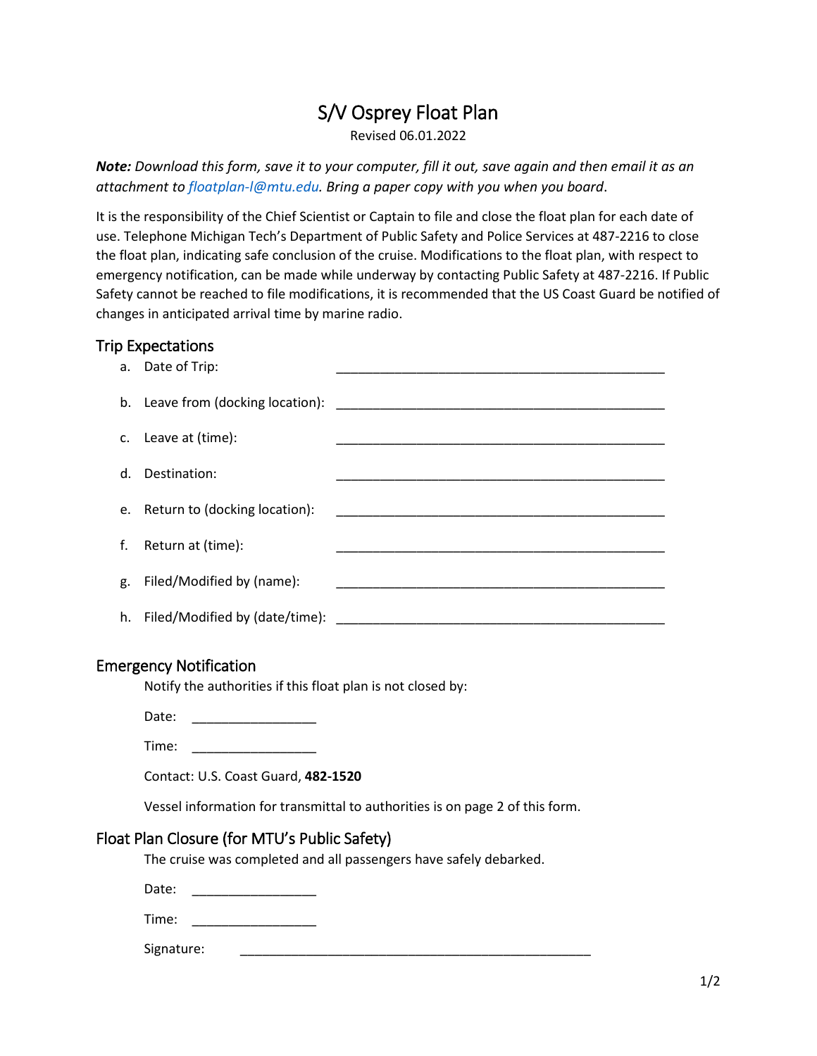# S/V Osprey Float Plan

Revised 06.01.2022

***Note:*** *Download this form, save it to your computer, fill it out, save again and then email it as an attachment to floatplan-l@mtu.edu. Bring a paper copy with you when you board*.

It is the responsibility of the Chief Scientist or Captain to file and close the float plan for each date of use. Telephone Michigan Tech's Department of Public Safety and Police Services at 487-2216 to close the float plan, indicating safe conclusion of the cruise. Modifications to the float plan, with respect to emergency notification, can be made while underway by contacting Public Safety at 487-2216. If Public Safety cannot be reached to file modifications, it is recommended that the US Coast Guard be notified of changes in anticipated arrival time by marine radio.

## Trip Expectations

a. Date of Trip: ______________________________________________

b. Leave from (docking location): ______________________________________________

c. Leave at (time): ______________________________________________

d. Destination: ______________________________________________

e. Return to (docking location): ______________________________________________

f. Return at (time): ______________________________________________

g. Filed/Modified by (name): ______________________________________________

h. Filed/Modified by (date/time): ______________________________________________

## Emergency Notification

Notify the authorities if this float plan is not closed by:

Date: _________________

Time: _________________

Contact: U.S. Coast Guard, **482-1520**

Vessel information for transmittal to authorities is on page 2 of this form.

## Float Plan Closure (for MTU's Public Safety)

The cruise was completed and all passengers have safely debarked.

Date: _________________

Time: _________________

Signature: __________________________________________________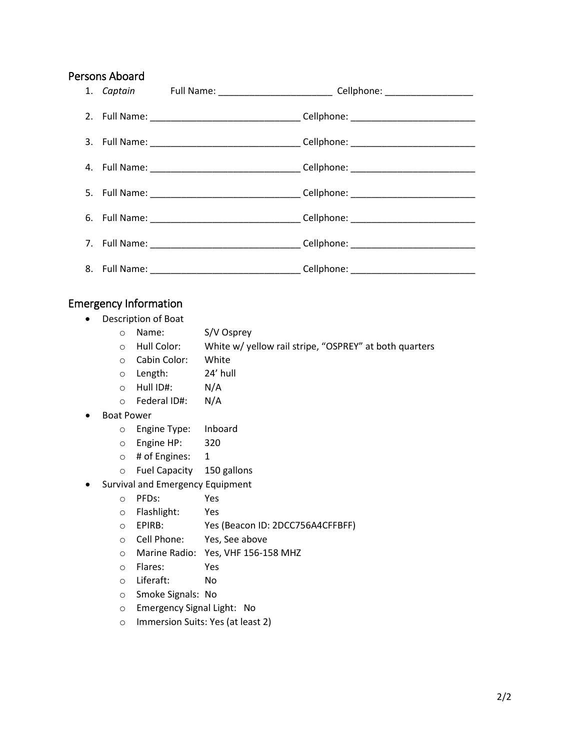## Persons Aboard

1. *Captain* Full Name: ______________________ Cellphone: _________________
2. Full Name: _____________________________ Cellphone: ________________________
3. Full Name: _____________________________ Cellphone: ________________________
4. Full Name: _____________________________ Cellphone: ________________________
5. Full Name: _____________________________ Cellphone: ________________________
6. Full Name: _____________________________ Cellphone: ________________________
7. Full Name: _____________________________ Cellphone: ________________________
8. Full Name: _____________________________ Cellphone: ________________________

## Emergency Information

- Description of Boat
  - Name: S/V Osprey
  - Hull Color: White w/ yellow rail stripe, "OSPREY" at both quarters
  - Cabin Color: White
  - Length: 24' hull
  - Hull ID#: N/A
  - Federal ID#: N/A
- Boat Power
  - Engine Type: Inboard
  - Engine HP: 320
  - # of Engines: 1
  - Fuel Capacity 150 gallons
- Survival and Emergency Equipment
  - PFDs: Yes
  - Flashlight: Yes
  - EPIRB: Yes (Beacon ID: 2DCC756A4CFFBFF)
  - Cell Phone: Yes, See above
  - Marine Radio: Yes, VHF 156-158 MHZ
  - Flares: Yes
  - Liferaft: No
  - Smoke Signals: No
  - Emergency Signal Light: No
  - Immersion Suits: Yes (at least 2)